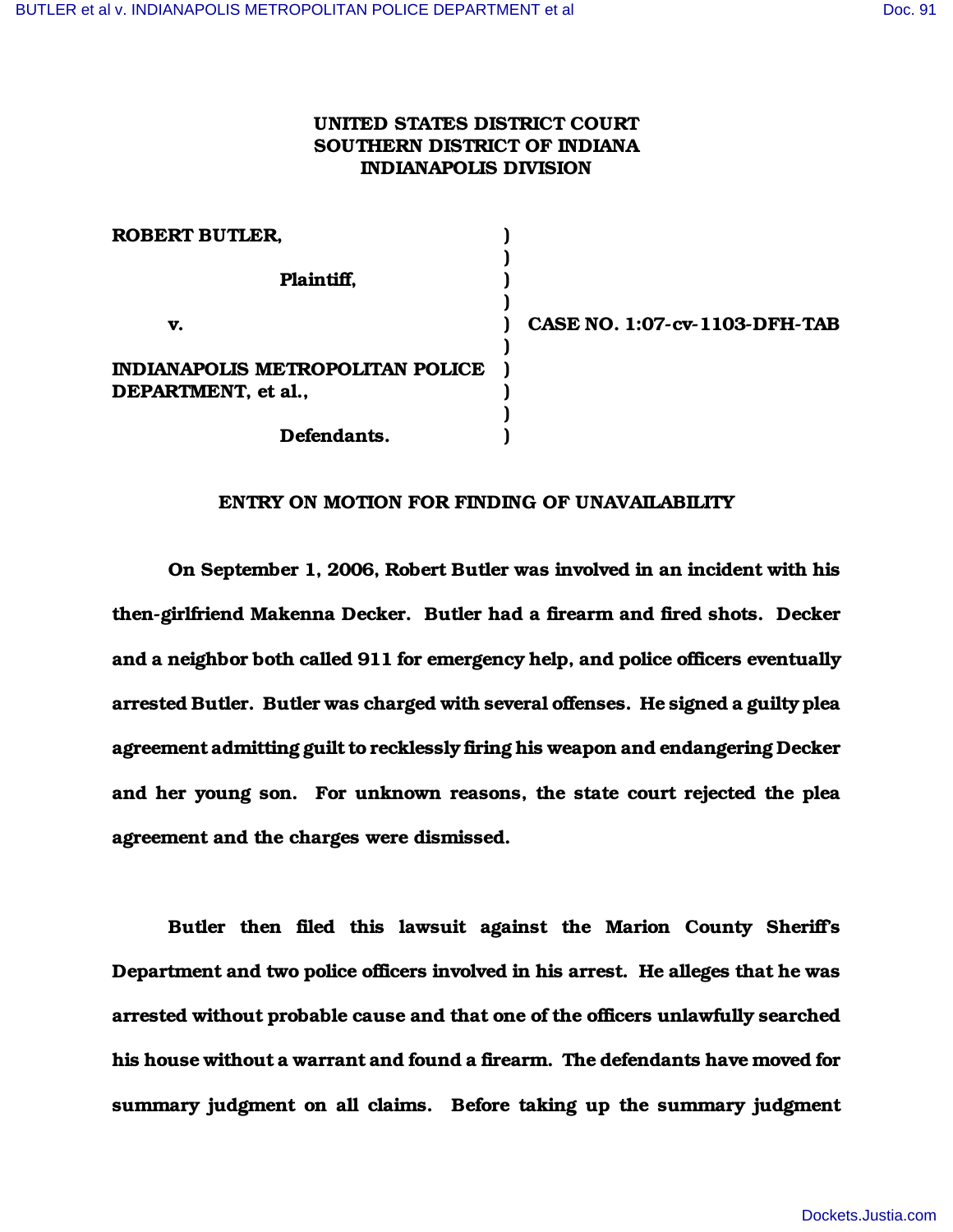UNITED STATES DISTRICT COURT
SOUTHERN DISTRICT OF INDIANA
INDIANAPOLIS DIVISION

| | | |
|---|---|---|
| ROBERT BUTLER, | ) | |
| | ) | |
| Plaintiff, | ) | |
| | ) | |
| v. | ) | CASE NO. 1:07-cv-1103-DFH-TAB |
| | ) | |
| INDIANAPOLIS METROPOLITAN POLICE DEPARTMENT, et al., | ) | |
| | ) | |
| Defendants. | ) | |

## ENTRY ON MOTION FOR FINDING OF UNAVAILABILITY

On September 1, 2006, Robert Butler was involved in an incident with his then-girlfriend Makenna Decker. Butler had a firearm and fired shots. Decker and a neighbor both called 911 for emergency help, and police officers eventually arrested Butler. Butler was charged with several offenses. He signed a guilty plea agreement admitting guilt to recklessly firing his weapon and endangering Decker and her young son. For unknown reasons, the state court rejected the plea agreement and the charges were dismissed.

Butler then filed this lawsuit against the Marion County Sheriff's Department and two police officers involved in his arrest. He alleges that he was arrested without probable cause and that one of the officers unlawfully searched his house without a warrant and found a firearm. The defendants have moved for summary judgment on all claims. Before taking up the summary judgment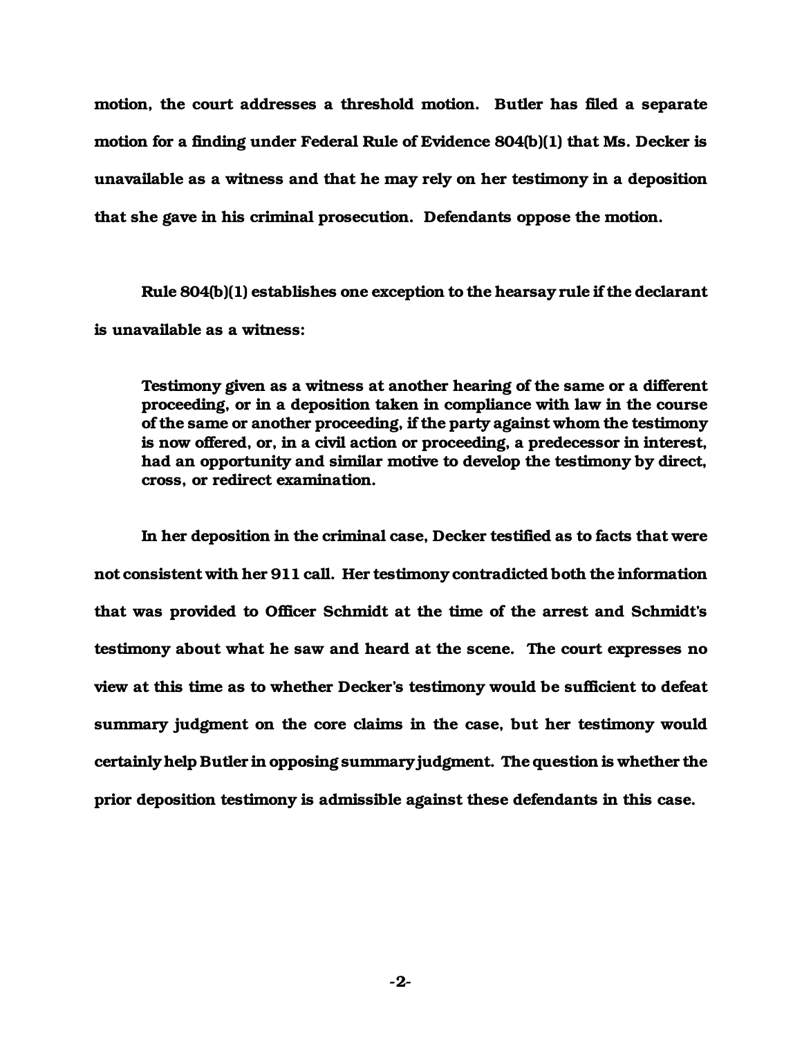motion, the court addresses a threshold motion. Butler has filed a separate motion for a finding under Federal Rule of Evidence 804(b)(1) that Ms. Decker is unavailable as a witness and that he may rely on her testimony in a deposition that she gave in his criminal prosecution. Defendants oppose the motion.

Rule 804(b)(1) establishes one exception to the hearsay rule if the declarant is unavailable as a witness:

> Testimony given as a witness at another hearing of the same or a different proceeding, or in a deposition taken in compliance with law in the course of the same or another proceeding, if the party against whom the testimony is now offered, or, in a civil action or proceeding, a predecessor in interest, had an opportunity and similar motive to develop the testimony by direct, cross, or redirect examination.

In her deposition in the criminal case, Decker testified as to facts that were not consistent with her 911 call. Her testimony contradicted both the information that was provided to Officer Schmidt at the time of the arrest and Schmidt's testimony about what he saw and heard at the scene. The court expresses no view at this time as to whether Decker's testimony would be sufficient to defeat summary judgment on the core claims in the case, but her testimony would certainly help Butler in opposing summary judgment. The question is whether the prior deposition testimony is admissible against these defendants in this case.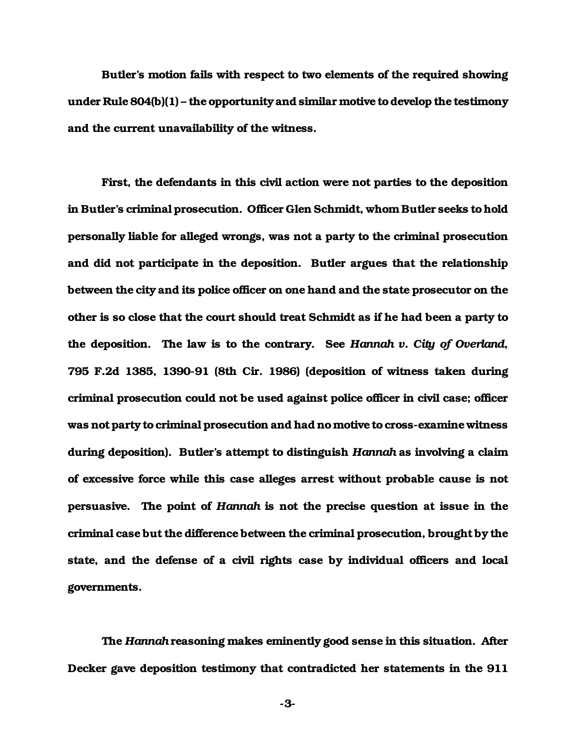Butler's motion fails with respect to two elements of the required showing under Rule 804(b)(1) – the opportunity and similar motive to develop the testimony and the current unavailability of the witness.

First, the defendants in this civil action were not parties to the deposition in Butler's criminal prosecution. Officer Glen Schmidt, whom Butler seeks to hold personally liable for alleged wrongs, was not a party to the criminal prosecution and did not participate in the deposition. Butler argues that the relationship between the city and its police officer on one hand and the state prosecutor on the other is so close that the court should treat Schmidt as if he had been a party to the deposition. The law is to the contrary. See *Hannah v. City of Overland*, 795 F.2d 1385, 1390-91 (8th Cir. 1986) (deposition of witness taken during criminal prosecution could not be used against police officer in civil case; officer was not party to criminal prosecution and had no motive to cross-examine witness during deposition). Butler's attempt to distinguish *Hannah* as involving a claim of excessive force while this case alleges arrest without probable cause is not persuasive. The point of *Hannah* is not the precise question at issue in the criminal case but the difference between the criminal prosecution, brought by the state, and the defense of a civil rights case by individual officers and local governments.

The *Hannah* reasoning makes eminently good sense in this situation. After Decker gave deposition testimony that contradicted her statements in the 911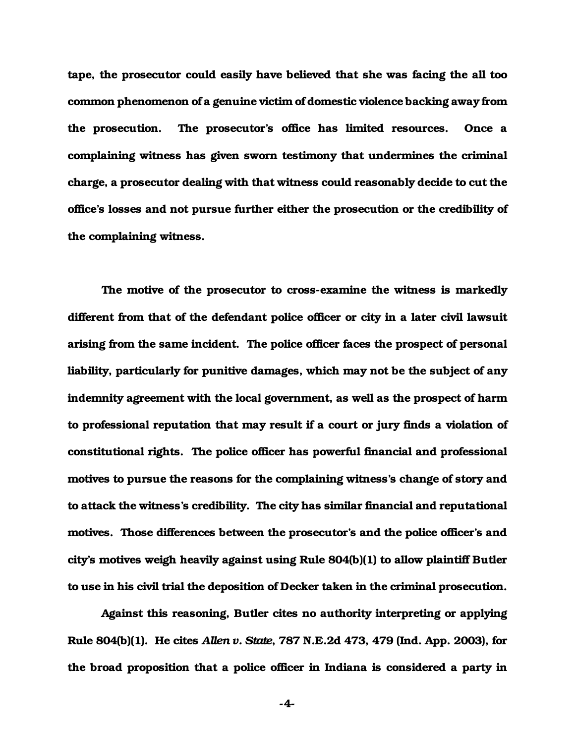tape, the prosecutor could easily have believed that she was facing the all too common phenomenon of a genuine victim of domestic violence backing away from the prosecution. The prosecutor's office has limited resources. Once a complaining witness has given sworn testimony that undermines the criminal charge, a prosecutor dealing with that witness could reasonably decide to cut the office's losses and not pursue further either the prosecution or the credibility of the complaining witness.

The motive of the prosecutor to cross-examine the witness is markedly different from that of the defendant police officer or city in a later civil lawsuit arising from the same incident. The police officer faces the prospect of personal liability, particularly for punitive damages, which may not be the subject of any indemnity agreement with the local government, as well as the prospect of harm to professional reputation that may result if a court or jury finds a violation of constitutional rights. The police officer has powerful financial and professional motives to pursue the reasons for the complaining witness's change of story and to attack the witness's credibility. The city has similar financial and reputational motives. Those differences between the prosecutor's and the police officer's and city's motives weigh heavily against using Rule 804(b)(1) to allow plaintiff Butler to use in his civil trial the deposition of Decker taken in the criminal prosecution.

Against this reasoning, Butler cites no authority interpreting or applying Rule 804(b)(1). He cites *Allen v. State*, 787 N.E.2d 473, 479 (Ind. App. 2003), for the broad proposition that a police officer in Indiana is considered a party in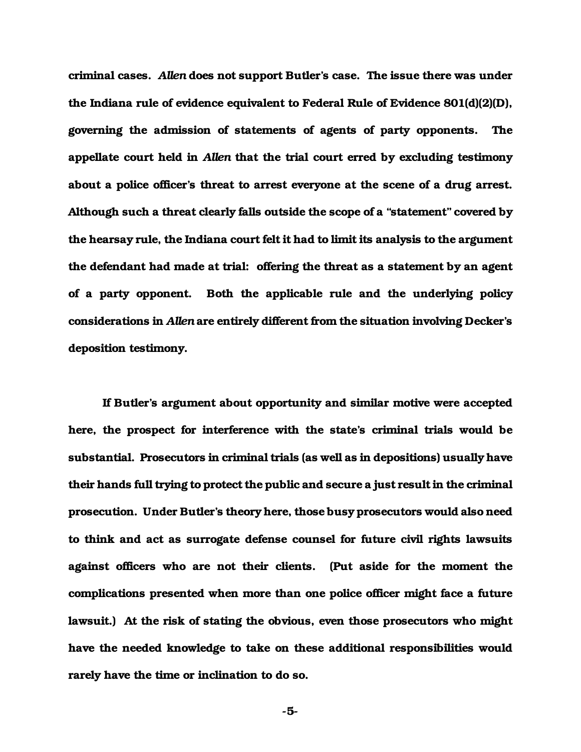**criminal cases. *Allen* does not support Butler's case. The issue there was under the Indiana rule of evidence equivalent to Federal Rule of Evidence 801(d)(2)(D), governing the admission of statements of agents of party opponents. The appellate court held in *Allen* that the trial court erred by excluding testimony about a police officer's threat to arrest everyone at the scene of a drug arrest. Although such a threat clearly falls outside the scope of a "statement" covered by the hearsay rule, the Indiana court felt it had to limit its analysis to the argument the defendant had made at trial: offering the threat as a statement by an agent of a party opponent. Both the applicable rule and the underlying policy considerations in *Allen* are entirely different from the situation involving Decker's deposition testimony.**

**If Butler's argument about opportunity and similar motive were accepted here, the prospect for interference with the state's criminal trials would be substantial. Prosecutors in criminal trials (as well as in depositions) usually have their hands full trying to protect the public and secure a just result in the criminal prosecution. Under Butler's theory here, those busy prosecutors would also need to think and act as surrogate defense counsel for future civil rights lawsuits against officers who are not their clients. (Put aside for the moment the complications presented when more than one police officer might face a future lawsuit.) At the risk of stating the obvious, even those prosecutors who might have the needed knowledge to take on these additional responsibilities would rarely have the time or inclination to do so.**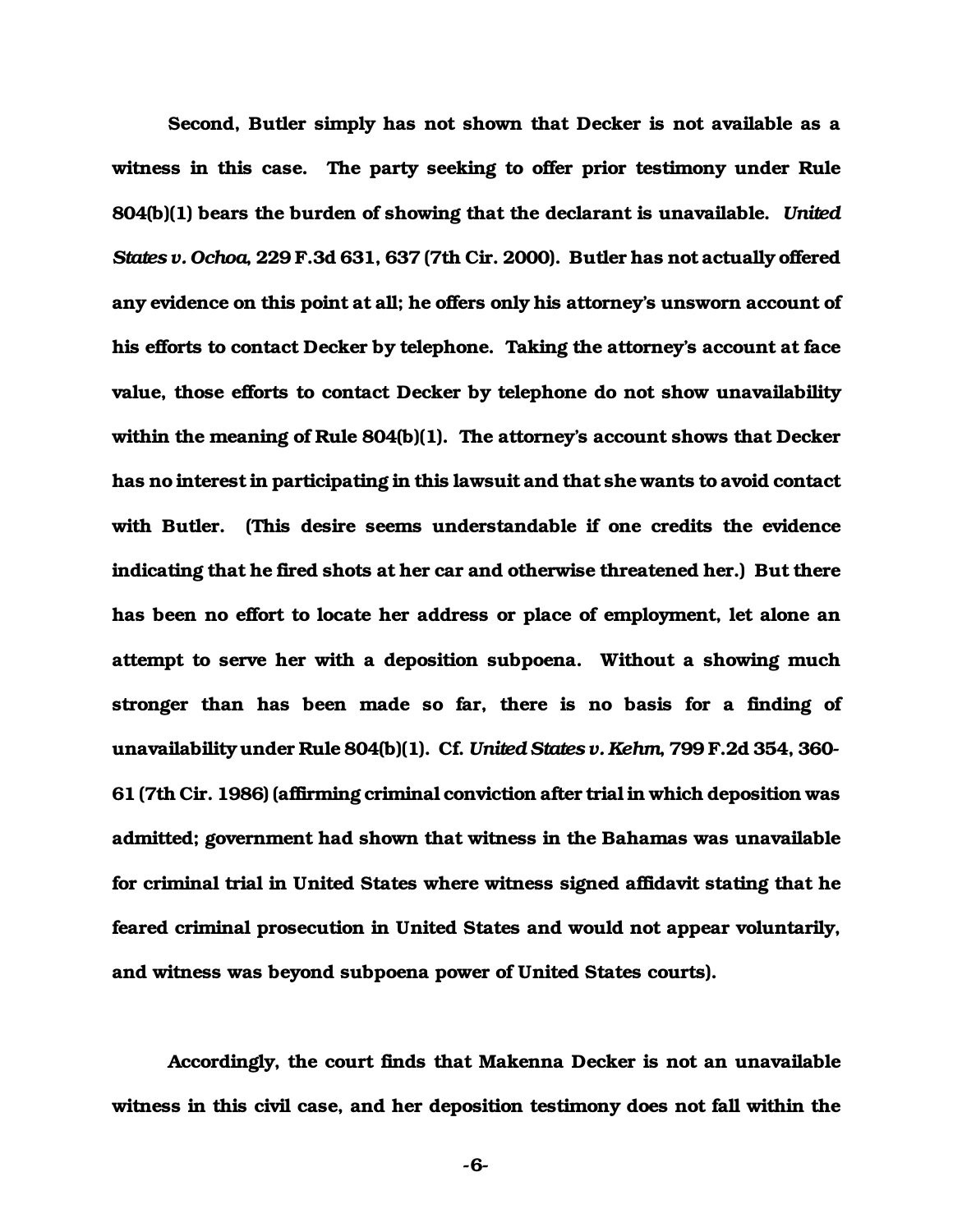Second, Butler simply has not shown that Decker is not available as a witness in this case. The party seeking to offer prior testimony under Rule 804(b)(1) bears the burden of showing that the declarant is unavailable. *United States v. Ochoa*, 229 F.3d 631, 637 (7th Cir. 2000). Butler has not actually offered any evidence on this point at all; he offers only his attorney's unsworn account of his efforts to contact Decker by telephone. Taking the attorney's account at face value, those efforts to contact Decker by telephone do not show unavailability within the meaning of Rule 804(b)(1). The attorney's account shows that Decker has no interest in participating in this lawsuit and that she wants to avoid contact with Butler. (This desire seems understandable if one credits the evidence indicating that he fired shots at her car and otherwise threatened her.) But there has been no effort to locate her address or place of employment, let alone an attempt to serve her with a deposition subpoena. Without a showing much stronger than has been made so far, there is no basis for a finding of unavailability under Rule 804(b)(1). Cf. *United States v. Kehm*, 799 F.2d 354, 360-61 (7th Cir. 1986) (affirming criminal conviction after trial in which deposition was admitted; government had shown that witness in the Bahamas was unavailable for criminal trial in United States where witness signed affidavit stating that he feared criminal prosecution in United States and would not appear voluntarily, and witness was beyond subpoena power of United States courts).

Accordingly, the court finds that Makenna Decker is not an unavailable witness in this civil case, and her deposition testimony does not fall within the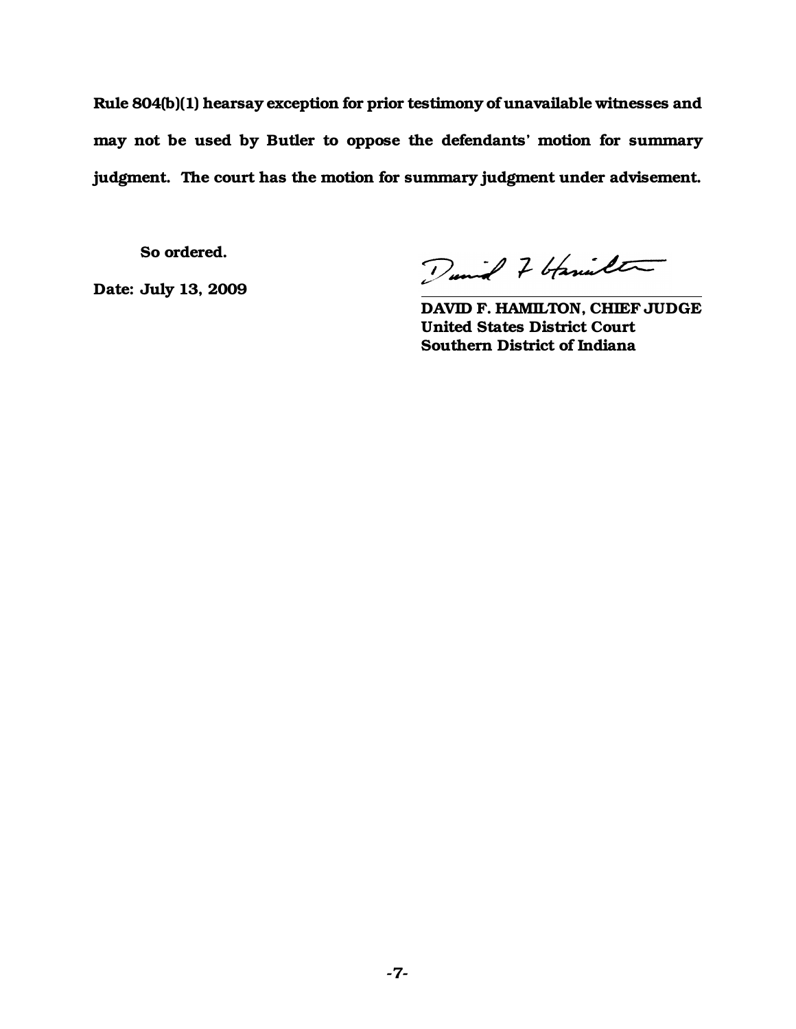**Rule 804(b)(1) hearsay exception for prior testimony of unavailable witnesses and may not be used by Butler to oppose the defendants' motion for summary judgment. The court has the motion for summary judgment under advisement.**

**So ordered.**

**Date: July 13, 2009**

**DAVID F. HAMILTON, CHIEF JUDGE**
**United States District Court**
**Southern District of Indiana**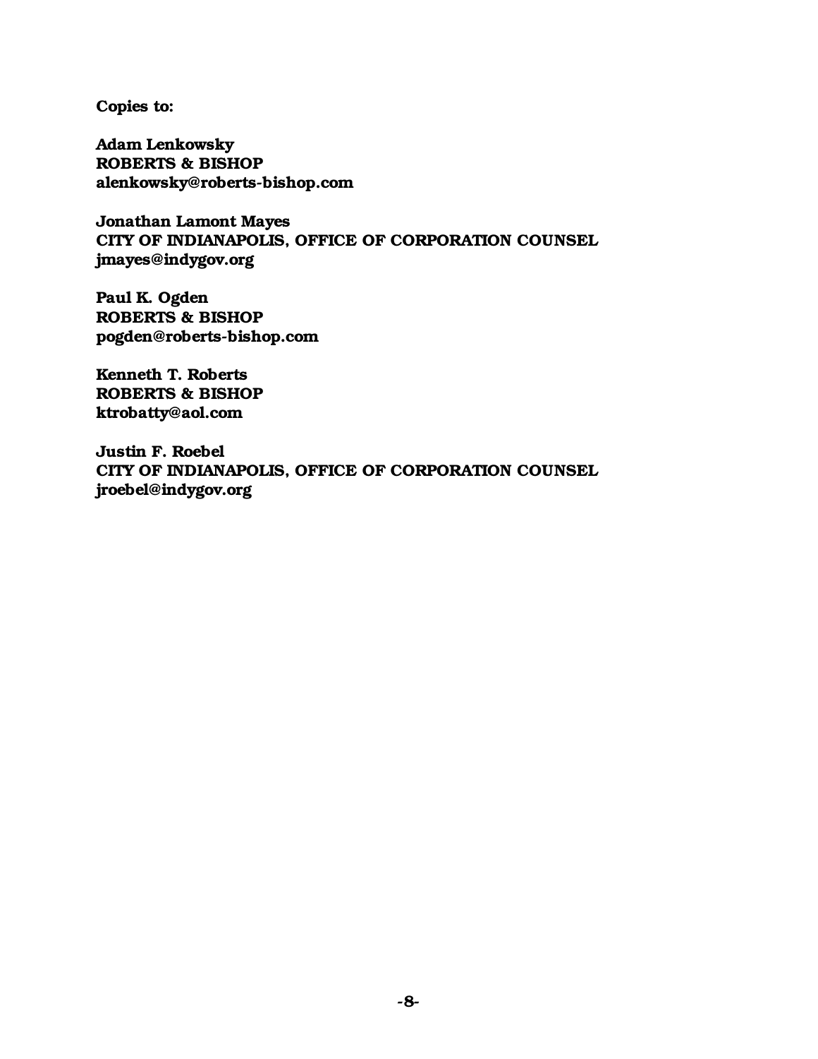**Copies to:**

**Adam Lenkowsky**
**ROBERTS & BISHOP**
**alenkowsky@roberts-bishop.com**

**Jonathan Lamont Mayes**
**CITY OF INDIANAPOLIS, OFFICE OF CORPORATION COUNSEL**
**jmayes@indygov.org**

**Paul K. Ogden**
**ROBERTS & BISHOP**
**pogden@roberts-bishop.com**

**Kenneth T. Roberts**
**ROBERTS & BISHOP**
**ktrobatty@aol.com**

**Justin F. Roebel**
**CITY OF INDIANAPOLIS, OFFICE OF CORPORATION COUNSEL**
**jroebel@indygov.org**